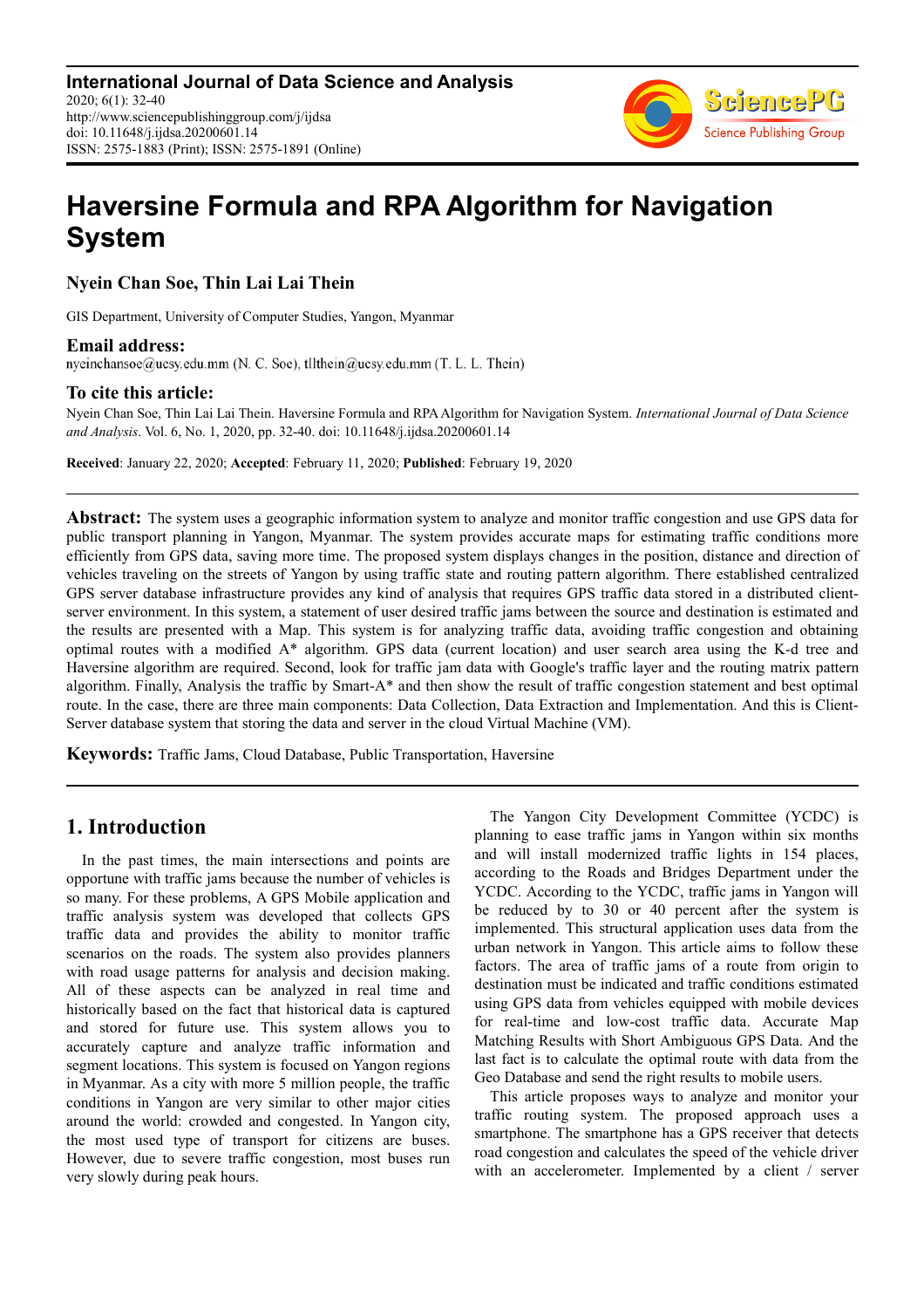**International Journal of Data Science and Analysis**
2020; 6(1): 32-40
http://www.sciencepublishinggroup.com/j/ijdsa
doi: 10.11648/j.ijdsa.20200601.14
ISSN: 2575-1883 (Print); ISSN: 2575-1891 (Online)

# Haversine Formula and RPA Algorithm for Navigation System

**Nyein Chan Soe, Thin Lai Lai Thein**

GIS Department, University of Computer Studies, Yangon, Myanmar

**Email address:**

nyeinchansoe@ucsy.edu.mm (N. C. Soe), tllthein@ucsy.edu.mm (T. L. L. Thein)

**To cite this article:**

Nyein Chan Soe, Thin Lai Lai Thein. Haversine Formula and RPA Algorithm for Navigation System. *International Journal of Data Science and Analysis*. Vol. 6, No. 1, 2020, pp. 32-40. doi: 10.11648/j.ijdsa.20200601.14

**Received**: January 22, 2020; **Accepted**: February 11, 2020; **Published**: February 19, 2020

---

**Abstract:** The system uses a geographic information system to analyze and monitor traffic congestion and use GPS data for public transport planning in Yangon, Myanmar. The system provides accurate maps for estimating traffic conditions more efficiently from GPS data, saving more time. The proposed system displays changes in the position, distance and direction of vehicles traveling on the streets of Yangon by using traffic state and routing pattern algorithm. There established centralized GPS server database infrastructure provides any kind of analysis that requires GPS traffic data stored in a distributed client-server environment. In this system, a statement of user desired traffic jams between the source and destination is estimated and the results are presented with a Map. This system is for analyzing traffic data, avoiding traffic congestion and obtaining optimal routes with a modified A* algorithm. GPS data (current location) and user search area using the K-d tree and Haversine algorithm are required. Second, look for traffic jam data with Google's traffic layer and the routing matrix pattern algorithm. Finally, Analysis the traffic by Smart-A* and then show the result of traffic congestion statement and best optimal route. In the case, there are three main components: Data Collection, Data Extraction and Implementation. And this is Client-Server database system that storing the data and server in the cloud Virtual Machine (VM).

**Keywords:** Traffic Jams, Cloud Database, Public Transportation, Haversine

---

## 1. Introduction

In the past times, the main intersections and points are opportune with traffic jams because the number of vehicles is so many. For these problems, A GPS Mobile application and traffic analysis system was developed that collects GPS traffic data and provides the ability to monitor traffic scenarios on the roads. The system also provides planners with road usage patterns for analysis and decision making. All of these aspects can be analyzed in real time and historically based on the fact that historical data is captured and stored for future use. This system allows you to accurately capture and analyze traffic information and segment locations. This system is focused on Yangon regions in Myanmar. As a city with more 5 million people, the traffic conditions in Yangon are very similar to other major cities around the world: crowded and congested. In Yangon city, the most used type of transport for citizens are buses. However, due to severe traffic congestion, most buses run very slowly during peak hours.

The Yangon City Development Committee (YCDC) is planning to ease traffic jams in Yangon within six months and will install modernized traffic lights in 154 places, according to the Roads and Bridges Department under the YCDC. According to the YCDC, traffic jams in Yangon will be reduced by to 30 or 40 percent after the system is implemented. This structural application uses data from the urban network in Yangon. This article aims to follow these factors. The area of traffic jams of a route from origin to destination must be indicated and traffic conditions estimated using GPS data from vehicles equipped with mobile devices for real-time and low-cost traffic data. Accurate Map Matching Results with Short Ambiguous GPS Data. And the last fact is to calculate the optimal route with data from the Geo Database and send the right results to mobile users.

This article proposes ways to analyze and monitor your traffic routing system. The proposed approach uses a smartphone. The smartphone has a GPS receiver that detects road congestion and calculates the speed of the vehicle driver with an accelerometer. Implemented by a client / server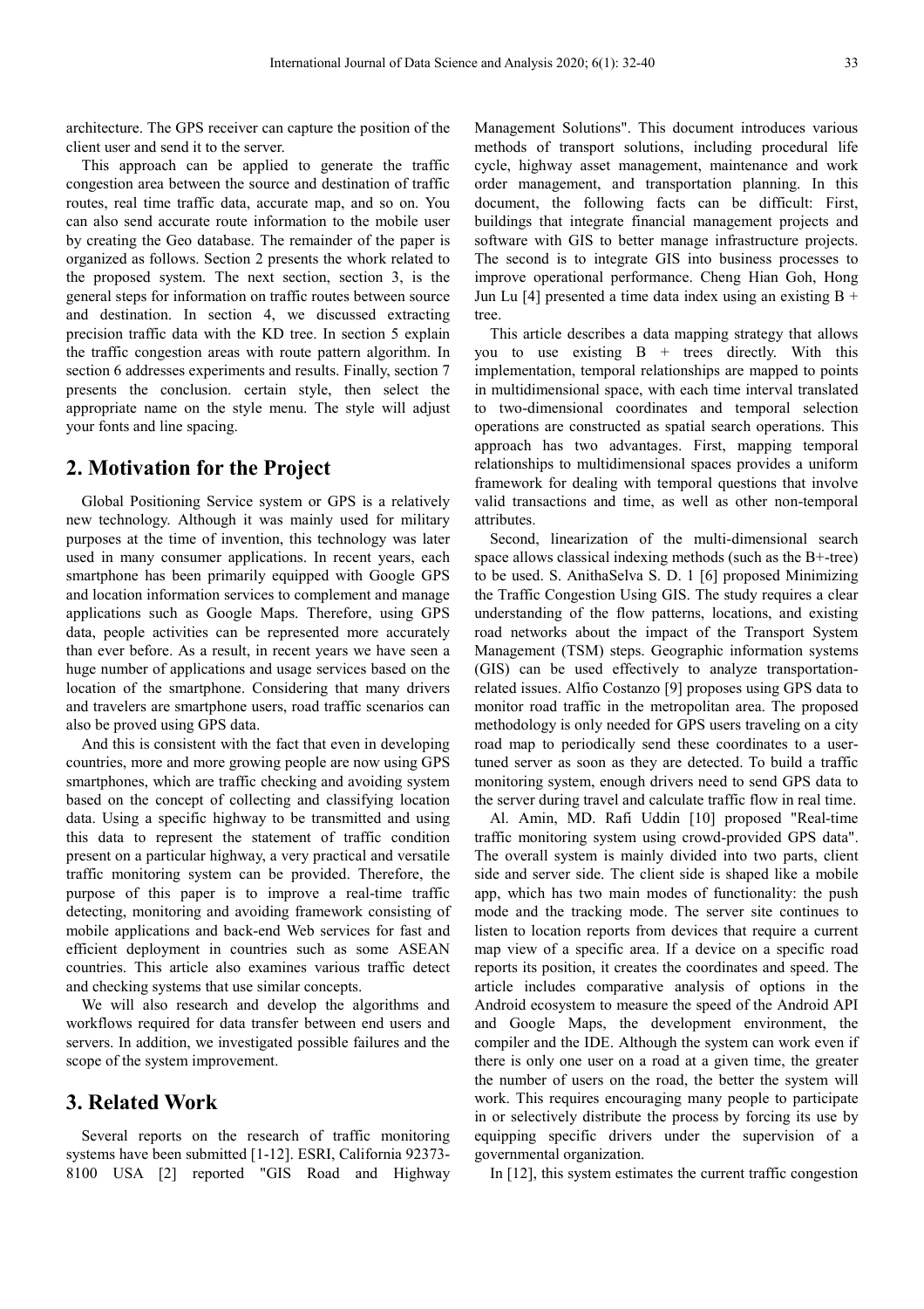architecture. The GPS receiver can capture the position of the client user and send it to the server.

This approach can be applied to generate the traffic congestion area between the source and destination of traffic routes, real time traffic data, accurate map, and so on. You can also send accurate route information to the mobile user by creating the Geo database. The remainder of the paper is organized as follows. Section 2 presents the whork related to the proposed system. The next section, section 3, is the general steps for information on traffic routes between source and destination. In section 4, we discussed extracting precision traffic data with the KD tree. In section 5 explain the traffic congestion areas with route pattern algorithm. In section 6 addresses experiments and results. Finally, section 7 presents the conclusion. certain style, then select the appropriate name on the style menu. The style will adjust your fonts and line spacing.

## 2. Motivation for the Project

Global Positioning Service system or GPS is a relatively new technology. Although it was mainly used for military purposes at the time of invention, this technology was later used in many consumer applications. In recent years, each smartphone has been primarily equipped with Google GPS and location information services to complement and manage applications such as Google Maps. Therefore, using GPS data, people activities can be represented more accurately than ever before. As a result, in recent years we have seen a huge number of applications and usage services based on the location of the smartphone. Considering that many drivers and travelers are smartphone users, road traffic scenarios can also be proved using GPS data.

And this is consistent with the fact that even in developing countries, more and more growing people are now using GPS smartphones, which are traffic checking and avoiding system based on the concept of collecting and classifying location data. Using a specific highway to be transmitted and using this data to represent the statement of traffic condition present on a particular highway, a very practical and versatile traffic monitoring system can be provided. Therefore, the purpose of this paper is to improve a real-time traffic detecting, monitoring and avoiding framework consisting of mobile applications and back-end Web services for fast and efficient deployment in countries such as some ASEAN countries. This article also examines various traffic detect and checking systems that use similar concepts.

We will also research and develop the algorithms and workflows required for data transfer between end users and servers. In addition, we investigated possible failures and the scope of the system improvement.

## 3. Related Work

Several reports on the research of traffic monitoring systems have been submitted [1-12]. ESRI, California 92373-8100 USA [2] reported "GIS Road and Highway Management Solutions". This document introduces various methods of transport solutions, including procedural life cycle, highway asset management, maintenance and work order management, and transportation planning. In this document, the following facts can be difficult: First, buildings that integrate financial management projects and software with GIS to better manage infrastructure projects. The second is to integrate GIS into business processes to improve operational performance. Cheng Hian Goh, Hong Jun Lu [4] presented a time data index using an existing B + tree.

This article describes a data mapping strategy that allows you to use existing B + trees directly. With this implementation, temporal relationships are mapped to points in multidimensional space, with each time interval translated to two-dimensional coordinates and temporal selection operations are constructed as spatial search operations. This approach has two advantages. First, mapping temporal relationships to multidimensional spaces provides a uniform framework for dealing with temporal questions that involve valid transactions and time, as well as other non-temporal attributes.

Second, linearization of the multi-dimensional search space allows classical indexing methods (such as the B+-tree) to be used. S. AnithaSelva S. D. 1 [6] proposed Minimizing the Traffic Congestion Using GIS. The study requires a clear understanding of the flow patterns, locations, and existing road networks about the impact of the Transport System Management (TSM) steps. Geographic information systems (GIS) can be used effectively to analyze transportation-related issues. Alfio Costanzo [9] proposes using GPS data to monitor road traffic in the metropolitan area. The proposed methodology is only needed for GPS users traveling on a city road map to periodically send these coordinates to a user-tuned server as soon as they are detected. To build a traffic monitoring system, enough drivers need to send GPS data to the server during travel and calculate traffic flow in real time.

Al. Amin, MD. Rafi Uddin [10] proposed "Real-time traffic monitoring system using crowd-provided GPS data". The overall system is mainly divided into two parts, client side and server side. The client side is shaped like a mobile app, which has two main modes of functionality: the push mode and the tracking mode. The server site continues to listen to location reports from devices that require a current map view of a specific area. If a device on a specific road reports its position, it creates the coordinates and speed. The article includes comparative analysis of options in the Android ecosystem to measure the speed of the Android API and Google Maps, the development environment, the compiler and the IDE. Although the system can work even if there is only one user on a road at a given time, the greater the number of users on the road, the better the system will work. This requires encouraging many people to participate in or selectively distribute the process by forcing its use by equipping specific drivers under the supervision of a governmental organization.

In [12], this system estimates the current traffic congestion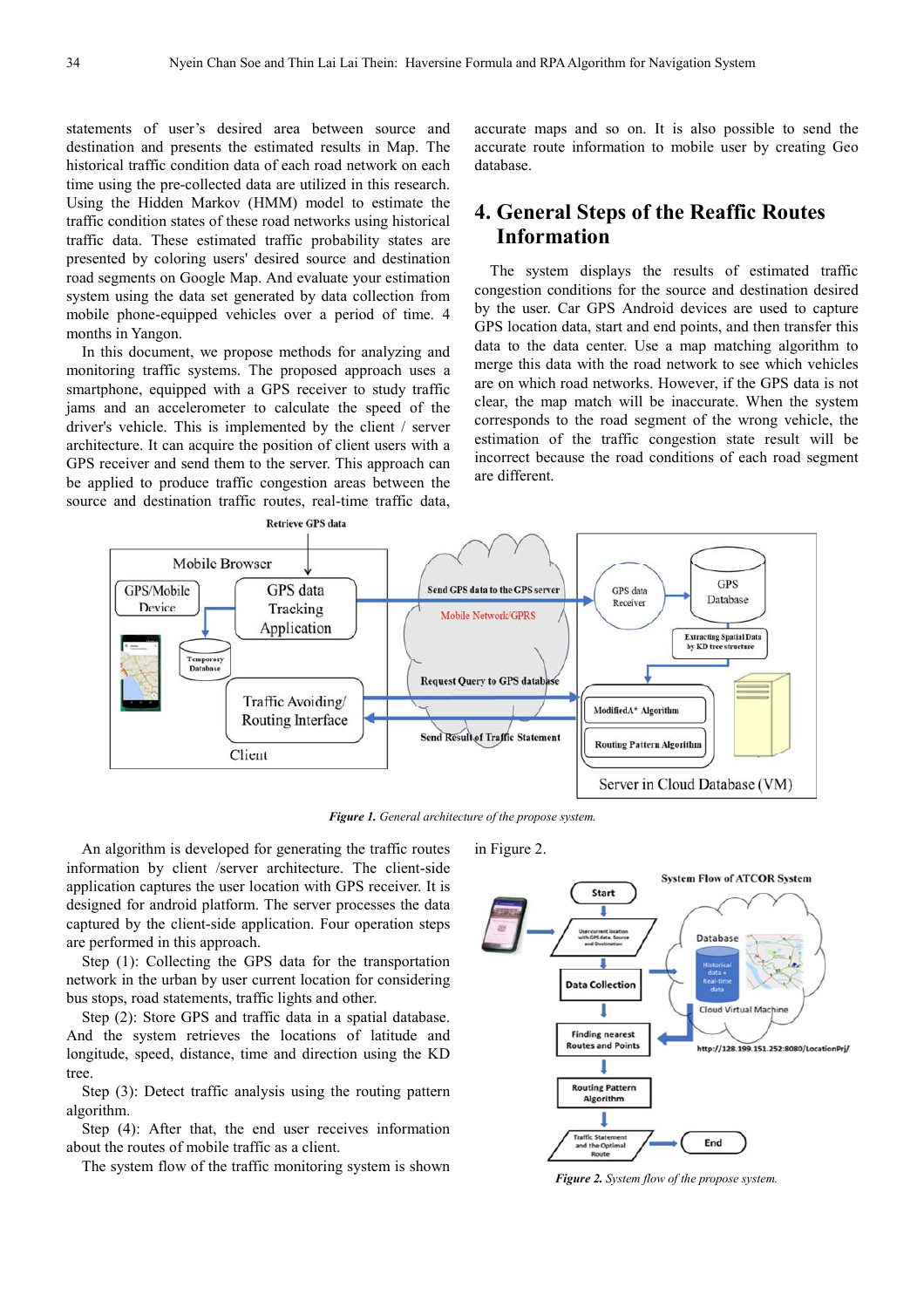statements of user's desired area between source and destination and presents the estimated results in Map. The historical traffic condition data of each road network on each time using the pre-collected data are utilized in this research. Using the Hidden Markov (HMM) model to estimate the traffic condition states of these road networks using historical traffic data. These estimated traffic probability states are presented by coloring users' desired source and destination road segments on Google Map. And evaluate your estimation system using the data set generated by data collection from mobile phone-equipped vehicles over a period of time. 4 months in Yangon.

In this document, we propose methods for analyzing and monitoring traffic systems. The proposed approach uses a smartphone, equipped with a GPS receiver to study traffic jams and an accelerometer to calculate the speed of the driver's vehicle. This is implemented by the client / server architecture. It can acquire the position of client users with a GPS receiver and send them to the server. This approach can be applied to produce traffic congestion areas between the source and destination traffic routes, real-time traffic data, accurate maps and so on. It is also possible to send the accurate route information to mobile user by creating Geo database.

## 4. General Steps of the Reaffic Routes Information

The system displays the results of estimated traffic congestion conditions for the source and destination desired by the user. Car GPS Android devices are used to capture GPS location data, start and end points, and then transfer this data to the data center. Use a map matching algorithm to merge this data with the road network to see which vehicles are on which road networks. However, if the GPS data is not clear, the map match will be inaccurate. When the system corresponds to the road segment of the wrong vehicle, the estimation of the traffic congestion state result will be incorrect because the road conditions of each road segment are different.

*Figure 1. General architecture of the propose system.*

An algorithm is developed for generating the traffic routes information by client /server architecture. The client-side application captures the user location with GPS receiver. It is designed for android platform. The server processes the data captured by the client-side application. Four operation steps are performed in this approach.

Step (1): Collecting the GPS data for the transportation network in the urban by user current location for considering bus stops, road statements, traffic lights and other.

Step (2): Store GPS and traffic data in a spatial database. And the system retrieves the locations of latitude and longitude, speed, distance, time and direction using the KD tree.

Step (3): Detect traffic analysis using the routing pattern algorithm.

Step (4): After that, the end user receives information about the routes of mobile traffic as a client.

The system flow of the traffic monitoring system is shown in Figure 2.

*Figure 2. System flow of the propose system.*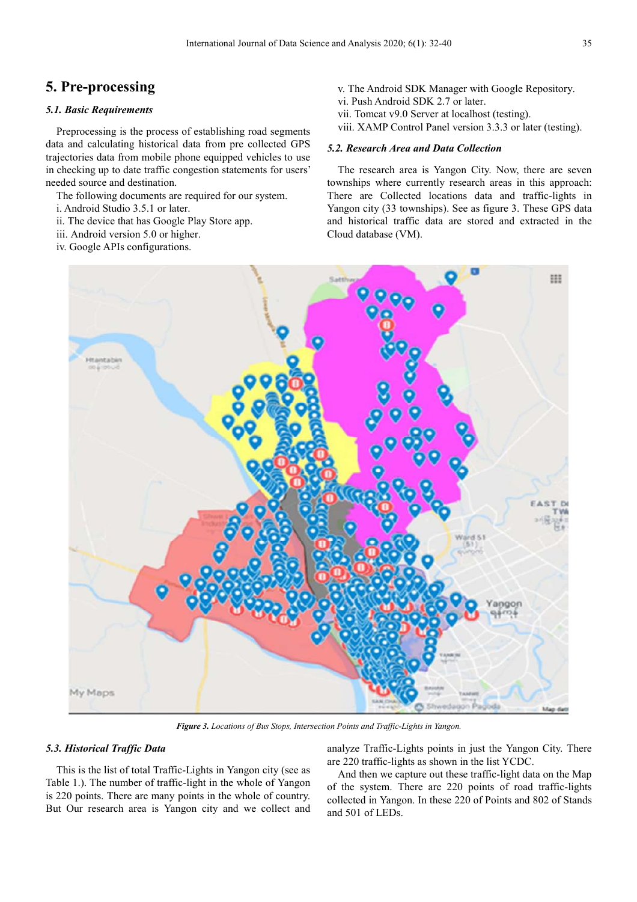## 5. Pre-processing

### 5.1. Basic Requirements

Preprocessing is the process of establishing road segments data and calculating historical data from pre collected GPS trajectories data from mobile phone equipped vehicles to use in checking up to date traffic congestion statements for users' needed source and destination.

The following documents are required for our system.

i. Android Studio 3.5.1 or later.
ii. The device that has Google Play Store app.
iii. Android version 5.0 or higher.
iv. Google APIs configurations.
v. The Android SDK Manager with Google Repository.
vi. Push Android SDK 2.7 or later.
vii. Tomcat v9.0 Server at localhost (testing).
viii. XAMP Control Panel version 3.3.3 or later (testing).

### 5.2. Research Area and Data Collection

The research area is Yangon City. Now, there are seven townships where currently research areas in this approach: There are Collected locations data and traffic-lights in Yangon city (33 townships). See as figure 3. These GPS data and historical traffic data are stored and extracted in the Cloud database (VM).

***Figure 3.*** *Locations of Bus Stops, Intersection Points and Traffic-Lights in Yangon.*

### 5.3. Historical Traffic Data

This is the list of total Traffic-Lights in Yangon city (see as Table 1.). The number of traffic-light in the whole of Yangon is 220 points. There are many points in the whole of country. But Our research area is Yangon city and we collect and analyze Traffic-Lights points in just the Yangon City. There are 220 traffic-lights as shown in the list YCDC.

And then we capture out these traffic-light data on the Map of the system. There are 220 points of road traffic-lights collected in Yangon. In these 220 of Points and 802 of Stands and 501 of LEDs.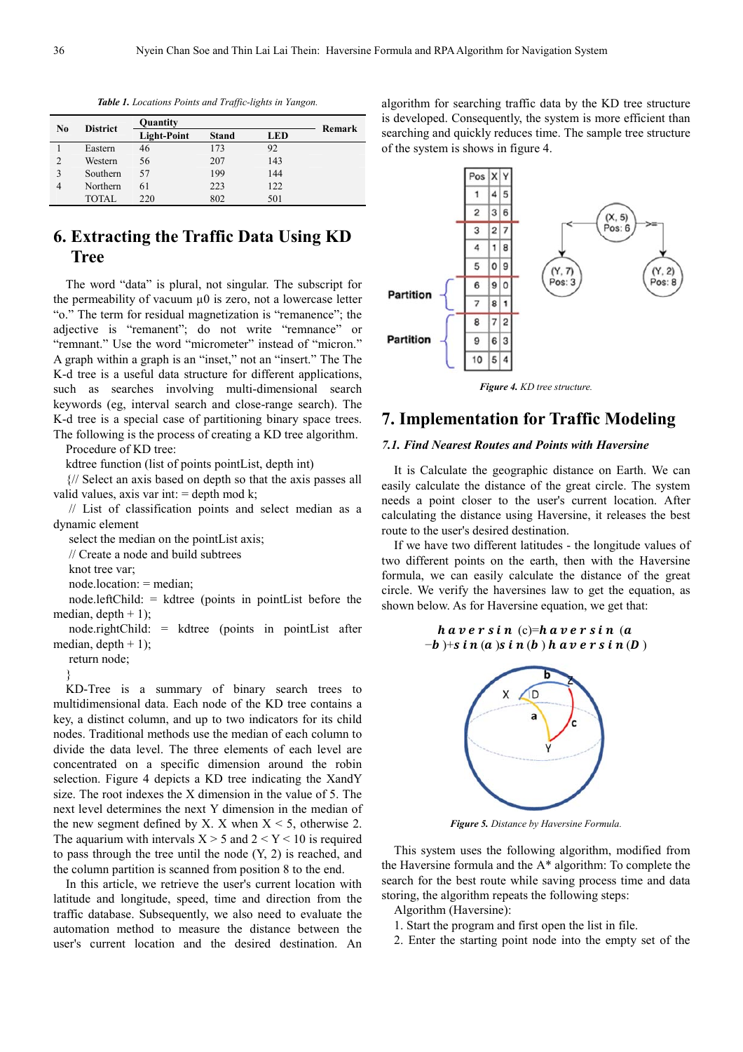*Table 1. Locations Points and Traffic-lights in Yangon.*

| No | District | Quantity | | | Remark |
|---|---|---|---|---|---|
| | | Light-Point | Stand | LED | |
| 1 | Eastern | 46 | 173 | 92 | |
| 2 | Western | 56 | 207 | 143 | |
| 3 | Southern | 57 | 199 | 144 | |
| 4 | Northern | 61 | 223 | 122 | |
| | TOTAL | 220 | 802 | 501 | |

## 6. Extracting the Traffic Data Using KD Tree

The word "data" is plural, not singular. The subscript for the permeability of vacuum µ0 is zero, not a lowercase letter "o." The term for residual magnetization is "remanence"; the adjective is "remanent"; do not write "remnance" or "remnant." Use the word "micrometer" instead of "micron." A graph within a graph is an "inset," not an "insert." The The K-d tree is a useful data structure for different applications, such as searches involving multi-dimensional search keywords (eg, interval search and close-range search). The K-d tree is a special case of partitioning binary space trees. The following is the process of creating a KD tree algorithm.

Procedure of KD tree:

kdtree function (list of points pointList, depth int)

{// Select an axis based on depth so that the axis passes all valid values, axis var int: = depth mod k;

// List of classification points and select median as a dynamic element

select the median on the pointList axis;

// Create a node and build subtrees

knot tree var;

node.location: = median;

node.leftChild: = kdtree (points in pointList before the median, depth + 1);

node.rightChild: = kdtree (points in pointList after median, depth + 1);

return node;

}

KD-Tree is a summary of binary search trees to multidimensional data. Each node of the KD tree contains a key, a distinct column, and up to two indicators for its child nodes. Traditional methods use the median of each column to divide the data level. The three elements of each level are concentrated on a specific dimension around the robin selection. Figure 4 depicts a KD tree indicating the XandY size. The root indexes the X dimension in the value of 5. The next level determines the next Y dimension in the median of the new segment defined by X. X when X < 5, otherwise 2. The aquarium with intervals X > 5 and 2 < Y < 10 is required to pass through the tree until the node (Y, 2) is reached, and the column partition is scanned from position 8 to the end.

In this article, we retrieve the user's current location with latitude and longitude, speed, time and direction from the traffic database. Subsequently, we also need to evaluate the automation method to measure the distance between the user's current location and the desired destination. An algorithm for searching traffic data by the KD tree structure is developed. Consequently, the system is more efficient than searching and quickly reduces time. The sample tree structure of the system is shows in figure 4.

*Figure 4. KD tree structure.*

## 7. Implementation for Traffic Modeling

### 7.1. Find Nearest Routes and Points with Haversine

It is Calculate the geographic distance on Earth. We can easily calculate the distance of the great circle. The system needs a point closer to the user's current location. After calculating the distance using Haversine, it releases the best route to the user's desired destination.

If we have two different latitudes - the longitude values of two different points on the earth, then with the Haversine formula, we can easily calculate the distance of the great circle. We verify the haversines law to get the equation, as shown below. As for Haversine equation, we get that:

$$haversin(c) = haversin(a - b) + sin(a)sin(b)haversin(D)$$

*Figure 5. Distance by Haversine Formula.*

This system uses the following algorithm, modified from the Haversine formula and the A* algorithm: To complete the search for the best route while saving process time and data storing, the algorithm repeats the following steps:

Algorithm (Haversine):

1. Start the program and first open the list in file.
2. Enter the starting point node into the empty set of the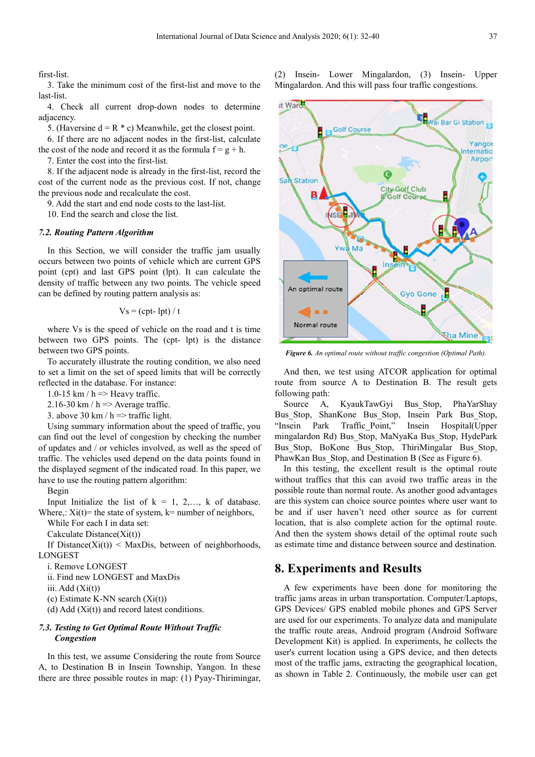first-list.

3. Take the minimum cost of the first-list and move to the last-list.

4. Check all current drop-down nodes to determine adjacency.

5. (Haversine d = R * c) Meanwhile, get the closest point.

6. If there are no adjacent nodes in the first-list, calculate the cost of the node and record it as the formula f = g + h.

7. Enter the cost into the first-list.

8. If the adjacent node is already in the first-list, record the cost of the current node as the previous cost. If not, change the previous node and recalculate the cost.

9. Add the start and end node costs to the last-list.

10. End the search and close the list.

### *7.2. Routing Pattern Algorithm*

In this Section, we will consider the traffic jam usually occurs between two points of vehicle which are current GPS point (cpt) and last GPS point (lpt). It can calculate the density of traffic between any two points. The vehicle speed can be defined by routing pattern analysis as:

$$V_s = (cpt - lpt) / t$$

where Vs is the speed of vehicle on the road and t is time between two GPS points. The (cpt- lpt) is the distance between two GPS points.

To accurately illustrate the routing condition, we also need to set a limit on the set of speed limits that will be correctly reflected in the database. For instance:

1.0-15 km / h => Heavy traffic.

2.16-30 km / h => Average traffic.

3. above 30 km / h => traffic light.

Using summary information about the speed of traffic, you can find out the level of congestion by checking the number of updates and / or vehicles involved, as well as the speed of traffic. The vehicles used depend on the data points found in the displayed segment of the indicated road. In this paper, we have to use the routing pattern algorithm:

Begin

Input Initialize the list of k = 1, 2,…, k of database. Where,: Xi(t)= the state of system, k= number of neighbors,

While For each I in data set:

Cakculate Distance(Xi(t))

If Distance(Xi(t)) < MaxDis, between of neighborhoods, LONGEST

i. Remove LONGEST

ii. Find new LONGEST and MaxDis

iii. Add (Xi(t))

(c) Estimate K-NN search (Xi(t))

(d) Add (Xi(t)) and record latest conditions.

### *7.3. Testing to Get Optimal Route Without Traffic Congestion*

In this test, we assume Considering the route from Source A, to Destination B in Insein Township, Yangon. In these there are three possible routes in map: (1) Pyay-Thirimingar, (2) Insein- Lower Mingalardon, (3) Insein- Upper Mingalardon. And this will pass four traffic congestions.

*Figure 6. An optimal route without traffic congestion (Optimal Path).*

And then, we test using ATCOR application for optimal route from source A to Destination B. The result gets following path:

Source A, KyaukTawGyi Bus_Stop, PhaYarShay Bus_Stop, ShanKone Bus_Stop, Insein Park Bus_Stop, "Insein Park Traffic_Point," Insein Hospital(Upper mingalardon Rd) Bus_Stop, MaNyaKa Bus_Stop, HydePark Bus_Stop, BoKone Bus_Stop, ThiriMingalar Bus_Stop, PhawKan Bus_Stop, and Destination B (See as Figure 6).

In this testing, the excellent result is the optimal route without traffics that this can avoid two traffic areas in the possible route than normal route. As another good advantages are this system can choice source pointes where user want to be and if user haven't need other source as for current location, that is also complete action for the optimal route. And then the system shows detail of the optimal route such as estimate time and distance between source and destination.

## 8. Experiments and Results

A few experiments have been done for monitoring the traffic jams areas in urban transportation. Computer/Laptops, GPS Devices/ GPS enabled mobile phones and GPS Server are used for our experiments. To analyze data and manipulate the traffic route areas, Android program (Android Software Development Kit) is applied. In experiments, he collects the user's current location using a GPS device, and then detects most of the traffic jams, extracting the geographical location, as shown in Table 2. Continuously, the mobile user can get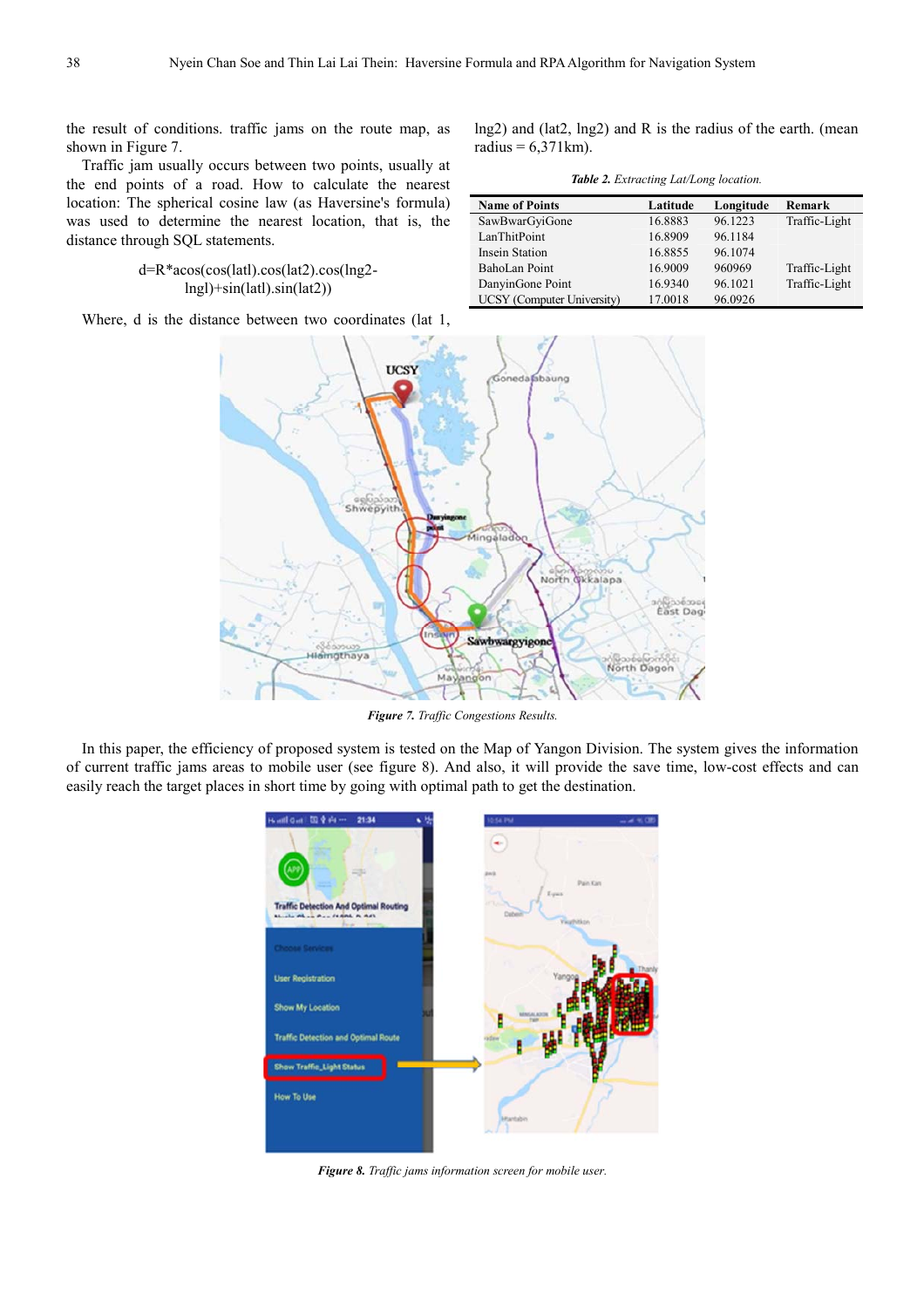the result of conditions. traffic jams on the route map, as shown in Figure 7.

Traffic jam usually occurs between two points, usually at the end points of a road. How to calculate the nearest location: The spherical cosine law (as Haversine's formula) was used to determine the nearest location, that is, the distance through SQL statements.

$$d=R*acos(cos(lat1).cos(lat2).cos(lng2-lng1)+sin(lat1).sin(lat2))$$

Where, d is the distance between two coordinates (lat 1, lng2) and (lat2, lng2) and R is the radius of the earth. (mean radius = 6,371km).

***Table 2.*** *Extracting Lat/Long location.*

| Name of Points | Latitude | Longitude | Remark |
|---|---|---|---|
| SawBwarGyiGone | 16.8883 | 96.1223 | Traffic-Light |
| LanThitPoint | 16.8909 | 96.1184 | |
| Insein Station | 16.8855 | 96.1074 | |
| BahoLan Point | 16.9009 | 960969 | Traffic-Light |
| DanyinGone Point | 16.9340 | 96.1021 | Traffic-Light |
| UCSY (Computer University) | 17.0018 | 96.0926 | |

***Figure 7.*** *Traffic Congestions Results.*

In this paper, the efficiency of proposed system is tested on the Map of Yangon Division. The system gives the information of current traffic jams areas to mobile user (see figure 8). And also, it will provide the save time, low-cost effects and can easily reach the target places in short time by going with optimal path to get the destination.

***Figure 8.*** *Traffic jams information screen for mobile user.*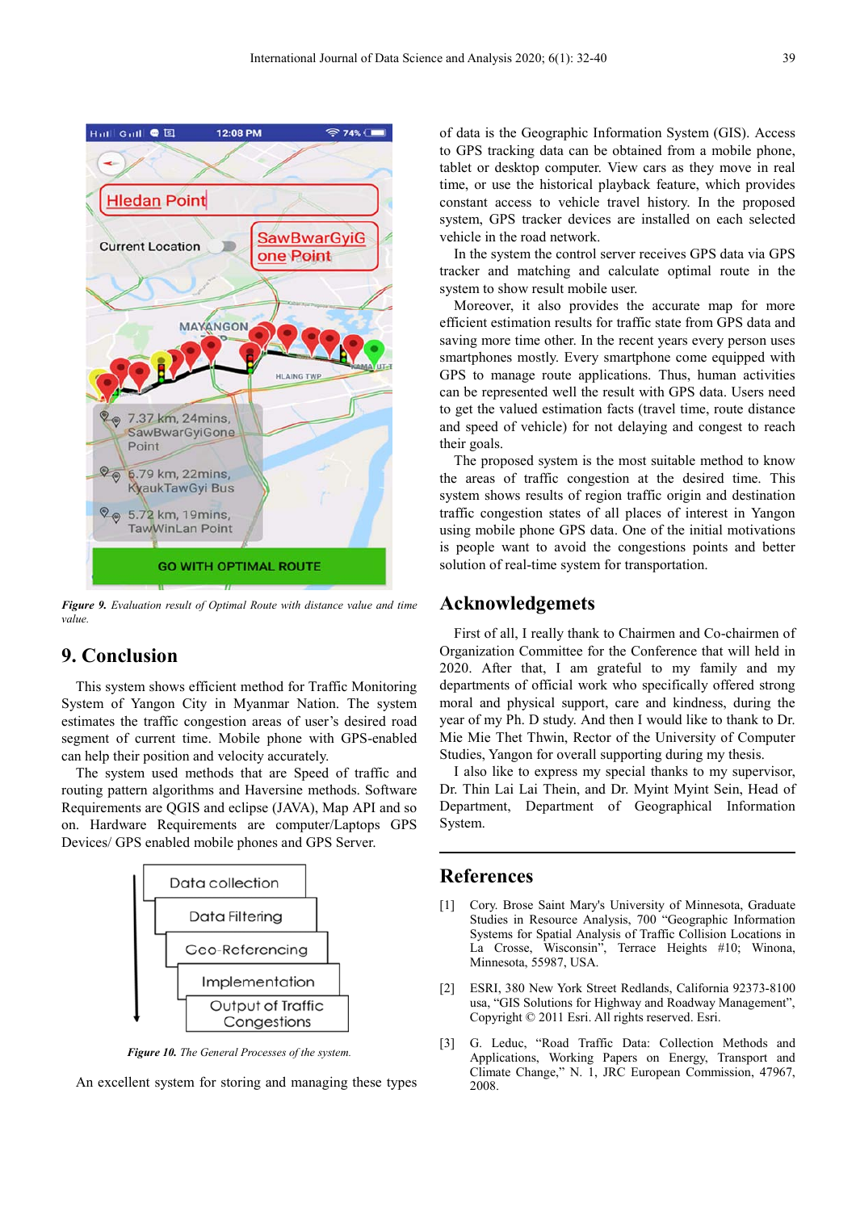*Figure 9. Evaluation result of Optimal Route with distance value and time value.*

## 9. Conclusion

This system shows efficient method for Traffic Monitoring System of Yangon City in Myanmar Nation. The system estimates the traffic congestion areas of user's desired road segment of current time. Mobile phone with GPS-enabled can help their position and velocity accurately.

The system used methods that are Speed of traffic and routing pattern algorithms and Haversine methods. Software Requirements are QGIS and eclipse (JAVA), Map API and so on. Hardware Requirements are computer/Laptops GPS Devices/ GPS enabled mobile phones and GPS Server.

*Figure 10. The General Processes of the system.*

An excellent system for storing and managing these types of data is the Geographic Information System (GIS). Access to GPS tracking data can be obtained from a mobile phone, tablet or desktop computer. View cars as they move in real time, or use the historical playback feature, which provides constant access to vehicle travel history. In the proposed system, GPS tracker devices are installed on each selected vehicle in the road network.

In the system the control server receives GPS data via GPS tracker and matching and calculate optimal route in the system to show result mobile user.

Moreover, it also provides the accurate map for more efficient estimation results for traffic state from GPS data and saving more time other. In the recent years every person uses smartphones mostly. Every smartphone come equipped with GPS to manage route applications. Thus, human activities can be represented well the result with GPS data. Users need to get the valued estimation facts (travel time, route distance and speed of vehicle) for not delaying and congest to reach their goals.

The proposed system is the most suitable method to know the areas of traffic congestion at the desired time. This system shows results of region traffic origin and destination traffic congestion states of all places of interest in Yangon using mobile phone GPS data. One of the initial motivations is people want to avoid the congestions points and better solution of real-time system for transportation.

## Acknowledgemets

First of all, I really thank to Chairmen and Co-chairmen of Organization Committee for the Conference that will held in 2020. After that, I am grateful to my family and my departments of official work who specifically offered strong moral and physical support, care and kindness, during the year of my Ph. D study. And then I would like to thank to Dr. Mie Mie Thet Thwin, Rector of the University of Computer Studies, Yangon for overall supporting during my thesis.

I also like to express my special thanks to my supervisor, Dr. Thin Lai Lai Thein, and Dr. Myint Myint Sein, Head of Department, Department of Geographical Information System.

## References

[1] Cory. Brose Saint Mary's University of Minnesota, Graduate Studies in Resource Analysis, 700 "Geographic Information Systems for Spatial Analysis of Traffic Collision Locations in La Crosse, Wisconsin", Terrace Heights #10; Winona, Minnesota, 55987, USA.

[2] ESRI, 380 New York Street Redlands, California 92373-8100 usa, "GIS Solutions for Highway and Roadway Management", Copyright © 2011 Esri. All rights reserved. Esri.

[3] G. Leduc, "Road Traffic Data: Collection Methods and Applications, Working Papers on Energy, Transport and Climate Change," N. 1, JRC European Commission, 47967, 2008.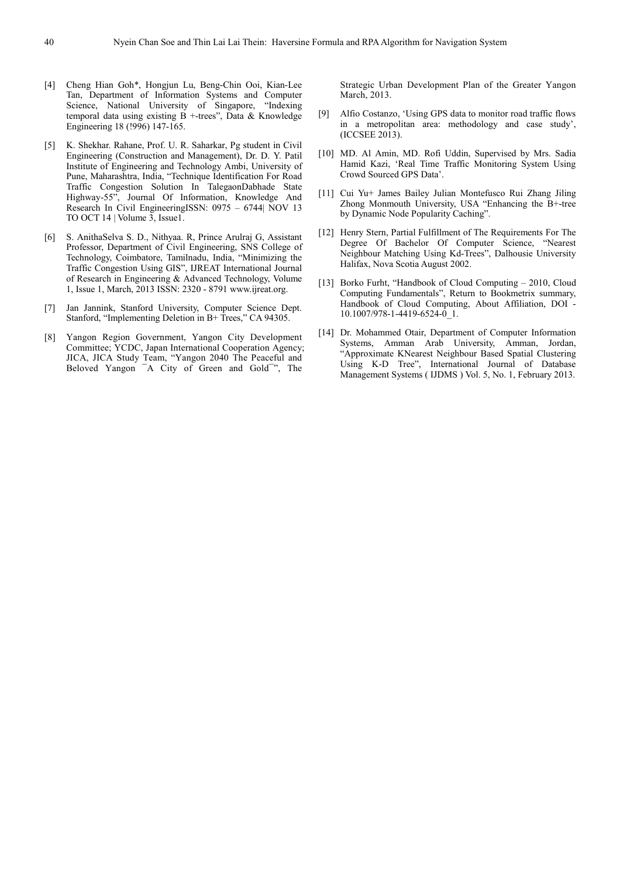[4] Cheng Hian Goh*, Hongjun Lu, Beng-Chin Ooi, Kian-Lee Tan, Department of Information Systems and Computer Science, National University of Singapore, "Indexing temporal data using existing B +-trees", Data & Knowledge Engineering 18 (!996) 147-165.

[5] K. Shekhar. Rahane, Prof. U. R. Saharkar, Pg student in Civil Engineering (Construction and Management), Dr. D. Y. Patil Institute of Engineering and Technology Ambi, University of Pune, Maharashtra, India, "Technique Identification For Road Traffic Congestion Solution In TalegaonDabhade State Highway-55", Journal Of Information, Knowledge And Research In Civil EngineeringISSN: 0975 – 6744| NOV 13 TO OCT 14 | Volume 3, Issue1.

[6] S. AnithaSelva S. D., Nithyaa. R, Prince Arulraj G, Assistant Professor, Department of Civil Engineering, SNS College of Technology, Coimbatore, Tamilnadu, India, "Minimizing the Traffic Congestion Using GIS", IJREAT International Journal of Research in Engineering & Advanced Technology, Volume 1, Issue 1, March, 2013 ISSN: 2320 - 8791 www.ijreat.org.

[7] Jan Jannink, Stanford University, Computer Science Dept. Stanford, "Implementing Deletion in B+ Trees," CA 94305.

[8] Yangon Region Government, Yangon City Development Committee; YCDC, Japan International Cooperation Agency; JICA, JICA Study Team, "Yangon 2040 The Peaceful and Beloved Yangon ¯A City of Green and Gold¯", The Strategic Urban Development Plan of the Greater Yangon March, 2013.

[9] Alfio Costanzo, 'Using GPS data to monitor road traffic flows in a metropolitan area: methodology and case study', (ICCSEE 2013).

[10] MD. Al Amin, MD. Rofi Uddin, Supervised by Mrs. Sadia Hamid Kazi, 'Real Time Traffic Monitoring System Using Crowd Sourced GPS Data'.

[11] Cui Yu+ James Bailey Julian Montefusco Rui Zhang Jiling Zhong Monmouth University, USA "Enhancing the B+-tree by Dynamic Node Popularity Caching".

[12] Henry Stern, Partial Fulfillment of The Requirements For The Degree Of Bachelor Of Computer Science, "Nearest Neighbour Matching Using Kd-Trees", Dalhousie University Halifax, Nova Scotia August 2002.

[13] Borko Furht, "Handbook of Cloud Computing – 2010, Cloud Computing Fundamentals", Return to Bookmetrix summary, Handbook of Cloud Computing, About Affiliation, DOI - 10.1007/978-1-4419-6524-0_1.

[14] Dr. Mohammed Otair, Department of Computer Information Systems, Amman Arab University, Amman, Jordan, "Approximate KNearest Neighbour Based Spatial Clustering Using K-D Tree", International Journal of Database Management Systems ( IJDMS ) Vol. 5, No. 1, February 2013.